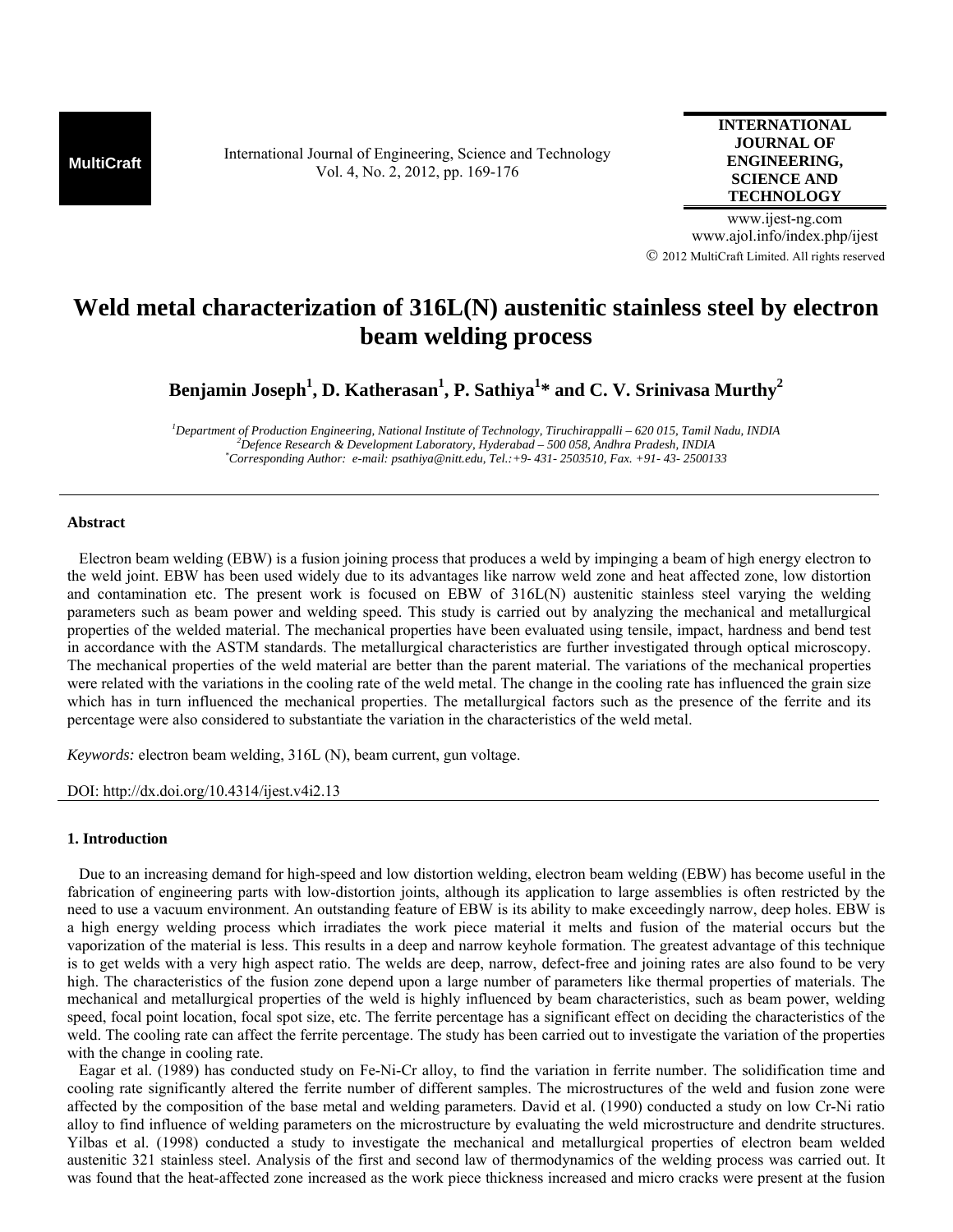# Weld metal characterization of 316L(N) austenitic stainless steel by electron beam welding process

**Benjamin Joseph[1], D. Katherasan[1], P. Sathiya[1]* and C. V. Srinivasa Murthy[2]**

*[1]Department of Production Engineering, National Institute of Technology, Tiruchirappalli – 620 015, Tamil Nadu, INDIA*
*[2]Defence Research & Development Laboratory, Hyderabad – 500 058, Andhra Pradesh, INDIA*
*[*]Corresponding Author: e-mail: psathiya@nitt.edu, Tel.:+9- 431- 2503510, Fax. +91- 43- 2500133*

## Abstract

Electron beam welding (EBW) is a fusion joining process that produces a weld by impinging a beam of high energy electron to the weld joint. EBW has been used widely due to its advantages like narrow weld zone and heat affected zone, low distortion and contamination etc. The present work is focused on EBW of 316L(N) austenitic stainless steel varying the welding parameters such as beam power and welding speed. This study is carried out by analyzing the mechanical and metallurgical properties of the welded material. The mechanical properties have been evaluated using tensile, impact, hardness and bend test in accordance with the ASTM standards. The metallurgical characteristics are further investigated through optical microscopy. The mechanical properties of the weld material are better than the parent material. The variations of the mechanical properties were related with the variations in the cooling rate of the weld metal. The change in the cooling rate has influenced the grain size which has in turn influenced the mechanical properties. The metallurgical factors such as the presence of the ferrite and its percentage were also considered to substantiate the variation in the characteristics of the weld metal.

*Keywords:* electron beam welding, 316L (N), beam current, gun voltage.

DOI: http://dx.doi.org/10.4314/ijest.v4i2.13

## 1. Introduction

Due to an increasing demand for high-speed and low distortion welding, electron beam welding (EBW) has become useful in the fabrication of engineering parts with low-distortion joints, although its application to large assemblies is often restricted by the need to use a vacuum environment. An outstanding feature of EBW is its ability to make exceedingly narrow, deep holes. EBW is a high energy welding process which irradiates the work piece material it melts and fusion of the material occurs but the vaporization of the material is less. This results in a deep and narrow keyhole formation. The greatest advantage of this technique is to get welds with a very high aspect ratio. The welds are deep, narrow, defect-free and joining rates are also found to be very high. The characteristics of the fusion zone depend upon a large number of parameters like thermal properties of materials. The mechanical and metallurgical properties of the weld is highly influenced by beam characteristics, such as beam power, welding speed, focal point location, focal spot size, etc. The ferrite percentage has a significant effect on deciding the characteristics of the weld. The cooling rate can affect the ferrite percentage. The study has been carried out to investigate the variation of the properties with the change in cooling rate.

Eagar et al. (1989) has conducted study on Fe-Ni-Cr alloy, to find the variation in ferrite number. The solidification time and cooling rate significantly altered the ferrite number of different samples. The microstructures of the weld and fusion zone were affected by the composition of the base metal and welding parameters. David et al. (1990) conducted a study on low Cr-Ni ratio alloy to find influence of welding parameters on the microstructure by evaluating the weld microstructure and dendrite structures. Yilbas et al. (1998) conducted a study to investigate the mechanical and metallurgical properties of electron beam welded austenitic 321 stainless steel. Analysis of the first and second law of thermodynamics of the welding process was carried out. It was found that the heat-affected zone increased as the work piece thickness increased and micro cracks were present at the fusion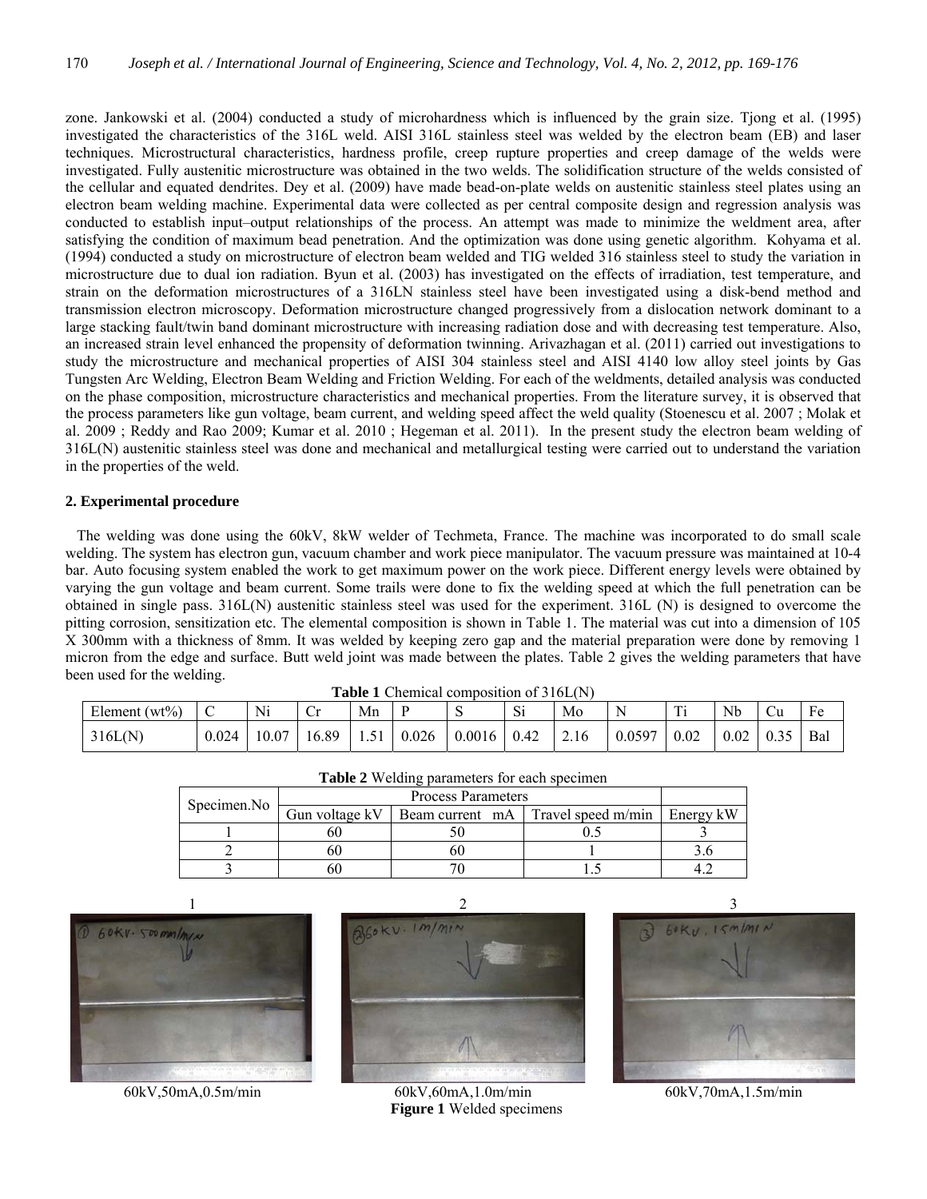zone. Jankowski et al. (2004) conducted a study of microhardness which is influenced by the grain size. Tjong et al. (1995) investigated the characteristics of the 316L weld. AISI 316L stainless steel was welded by the electron beam (EB) and laser techniques. Microstructural characteristics, hardness profile, creep rupture properties and creep damage of the welds were investigated. Fully austenitic microstructure was obtained in the two welds. The solidification structure of the welds consisted of the cellular and equated dendrites. Dey et al. (2009) have made bead-on-plate welds on austenitic stainless steel plates using an electron beam welding machine. Experimental data were collected as per central composite design and regression analysis was conducted to establish input–output relationships of the process. An attempt was made to minimize the weldment area, after satisfying the condition of maximum bead penetration. And the optimization was done using genetic algorithm. Kohyama et al. (1994) conducted a study on microstructure of electron beam welded and TIG welded 316 stainless steel to study the variation in microstructure due to dual ion radiation. Byun et al. (2003) has investigated on the effects of irradiation, test temperature, and strain on the deformation microstructures of a 316LN stainless steel have been investigated using a disk-bend method and transmission electron microscopy. Deformation microstructure changed progressively from a dislocation network dominant to a large stacking fault/twin band dominant microstructure with increasing radiation dose and with decreasing test temperature. Also, an increased strain level enhanced the propensity of deformation twinning. Arivazhagan et al. (2011) carried out investigations to study the microstructure and mechanical properties of AISI 304 stainless steel and AISI 4140 low alloy steel joints by Gas Tungsten Arc Welding, Electron Beam Welding and Friction Welding. For each of the weldments, detailed analysis was conducted on the phase composition, microstructure characteristics and mechanical properties. From the literature survey, it is observed that the process parameters like gun voltage, beam current, and welding speed affect the weld quality (Stoenescu et al. 2007 ; Molak et al. 2009 ; Reddy and Rao 2009; Kumar et al. 2010 ; Hegeman et al. 2011). In the present study the electron beam welding of 316L(N) austenitic stainless steel was done and mechanical and metallurgical testing were carried out to understand the variation in the properties of the weld.

## 2. Experimental procedure

The welding was done using the 60kV, 8kW welder of Techmeta, France. The machine was incorporated to do small scale welding. The system has electron gun, vacuum chamber and work piece manipulator. The vacuum pressure was maintained at 10-4 bar. Auto focusing system enabled the work to get maximum power on the work piece. Different energy levels were obtained by varying the gun voltage and beam current. Some trails were done to fix the welding speed at which the full penetration can be obtained in single pass. 316L(N) austenitic stainless steel was used for the experiment. 316L (N) is designed to overcome the pitting corrosion, sensitization etc. The elemental composition is shown in Table 1. The material was cut into a dimension of 105 X 300mm with a thickness of 8mm. It was welded by keeping zero gap and the material preparation were done by removing 1 micron from the edge and surface. Butt weld joint was made between the plates. Table 2 gives the welding parameters that have been used for the welding.

**Table 1** Chemical composition of 316L(N)

| Element (wt%) | C | Ni | Cr | Mn | P | S | Si | Mo | N | Ti | Nb | Cu | Fe |
|---|---|---|---|---|---|---|---|---|---|---|---|---|---|
| 316L(N) | 0.024 | 10.07 | 16.89 | 1.51 | 0.026 | 0.0016 | 0.42 | 2.16 | 0.0597 | 0.02 | 0.02 | 0.35 | Bal |

**Table 2** Welding parameters for each specimen

| Specimen.No | Process Parameters | | | |
|---|---|---|---|---|
| | Gun voltage kV | Beam current mA | Travel speed m/min | Energy kW |
| 1 | 60 | 50 | 0.5 | 3 |
| 2 | 60 | 60 | 1 | 3.6 |
| 3 | 60 | 70 | 1.5 | 4.2 |

1 2 3

60kV,50mA,0.5m/min 60kV,60mA,1.0m/min 60kV,70mA,1.5m/min

**Figure 1** Welded specimens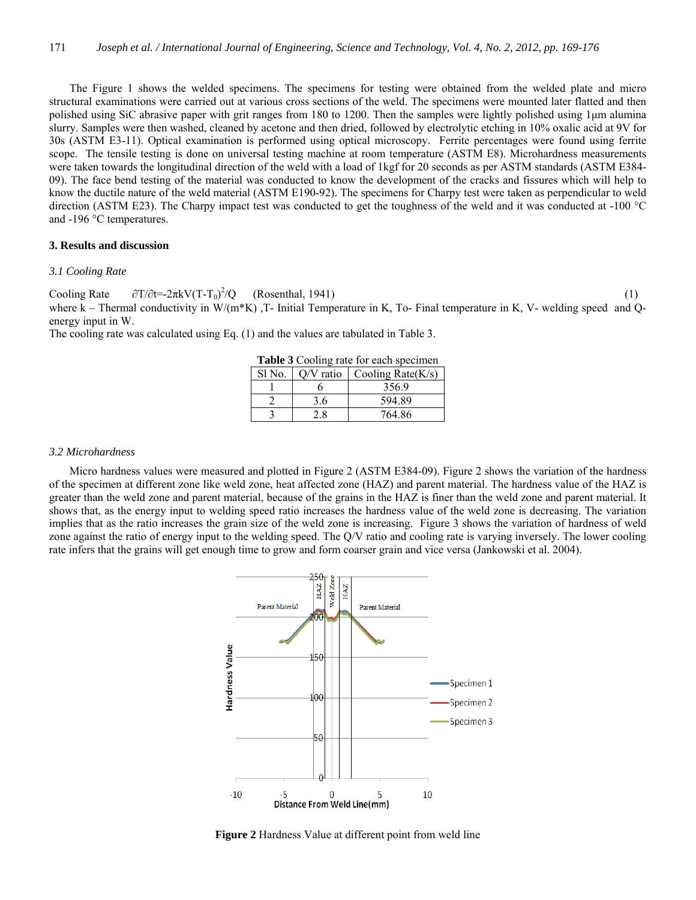The Figure 1 shows the welded specimens. The specimens for testing were obtained from the welded plate and micro structural examinations were carried out at various cross sections of the weld. The specimens were mounted later flatted and then polished using SiC abrasive paper with grit ranges from 180 to 1200. Then the samples were lightly polished using 1µm alumina slurry. Samples were then washed, cleaned by acetone and then dried, followed by electrolytic etching in 10% oxalic acid at 9V for 30s (ASTM E3-11). Optical examination is performed using optical microscopy. Ferrite percentages were found using ferrite scope. The tensile testing is done on universal testing machine at room temperature (ASTM E8). Microhardness measurements were taken towards the longitudinal direction of the weld with a load of 1kgf for 20 seconds as per ASTM standards (ASTM E384-09). The face bend testing of the material was conducted to know the development of the cracks and fissures which will help to know the ductile nature of the weld material (ASTM E190-92). The specimens for Charpy test were taken as perpendicular to weld direction (ASTM E23). The Charpy impact test was conducted to get the toughness of the weld and it was conducted at -100 °C and -196 °C temperatures.

## 3. Results and discussion

### *3.1 Cooling Rate*

Cooling Rate $\partial T/\partial t = -2\pi kV(T-T_0)^2/Q$ (Rosenthal, 1941) (1)

where k – Thermal conductivity in W/(m*K) ,T- Initial Temperature in K, To- Final temperature in K, V- welding speed and Q- energy input in W.

The cooling rate was calculated using Eq. (1) and the values are tabulated in Table 3.

**Table 3** Cooling rate for each specimen

| Sl No. | Q/V ratio | Cooling Rate(K/s) |
|---|---|---|
| 1 | 6 | 356.9 |
| 2 | 3.6 | 594.89 |
| 3 | 2.8 | 764.86 |

### *3.2 Microhardness*

Micro hardness values were measured and plotted in Figure 2 (ASTM E384-09). Figure 2 shows the variation of the hardness of the specimen at different zone like weld zone, heat affected zone (HAZ) and parent material. The hardness value of the HAZ is greater than the weld zone and parent material, because of the grains in the HAZ is finer than the weld zone and parent material. It shows that, as the energy input to welding speed ratio increases the hardness value of the weld zone is decreasing. The variation implies that as the ratio increases the grain size of the weld zone is increasing. Figure 3 shows the variation of hardness of weld zone against the ratio of energy input to the welding speed. The Q/V ratio and cooling rate is varying inversely. The lower cooling rate infers that the grains will get enough time to grow and form coarser grain and vice versa (Jankowski et al. 2004).

**Figure 2** Hardness Value at different point from weld line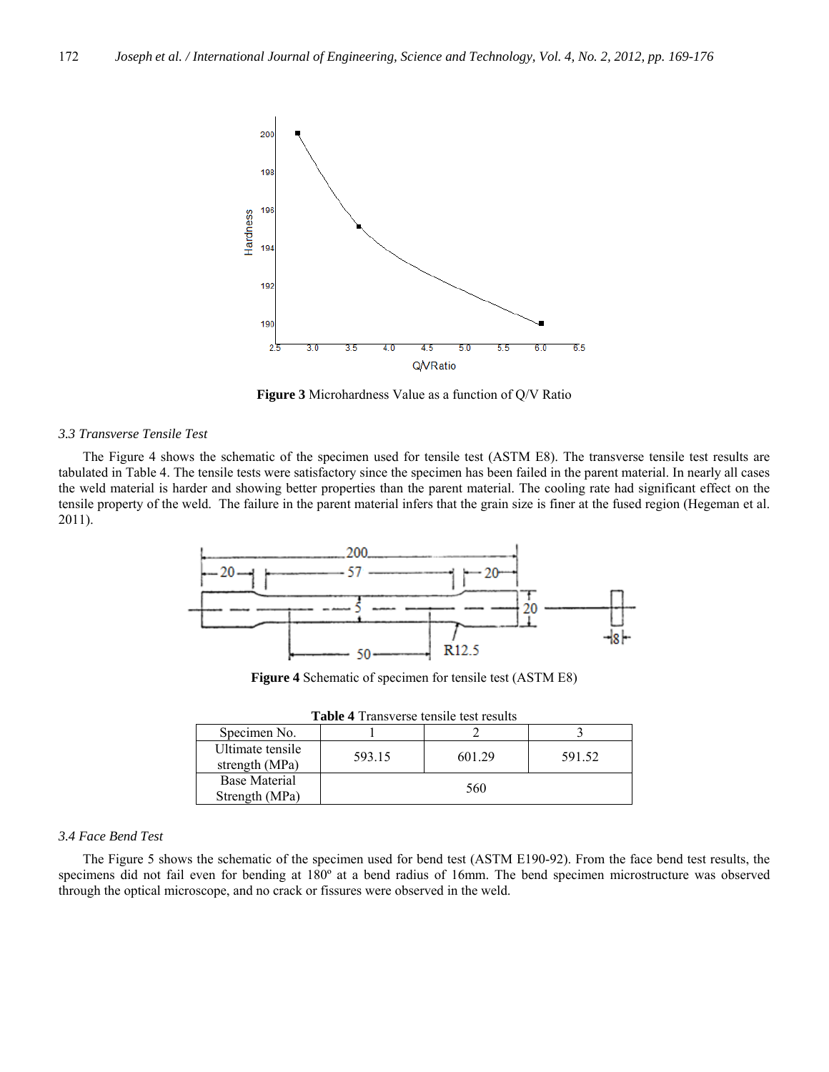Figure 3 Microhardness Value as a function of Q/V Ratio

*3.3 Transverse Tensile Test*

The Figure 4 shows the schematic of the specimen used for tensile test (ASTM E8). The transverse tensile test results are tabulated in Table 4. The tensile tests were satisfactory since the specimen has been failed in the parent material. In nearly all cases the weld material is harder and showing better properties than the parent material. The cooling rate had significant effect on the tensile property of the weld. The failure in the parent material infers that the grain size is finer at the fused region (Hegeman et al. 2011).

**Figure 4** Schematic of specimen for tensile test (ASTM E8)

**Table 4** Transverse tensile test results

| Specimen No. | 1 | 2 | 3 |
|---|---|---|---|
| Ultimate tensile strength (MPa) | 593.15 | 601.29 | 591.52 |
| Base Material Strength (MPa) | 560 | | |

*3.4 Face Bend Test*

The Figure 5 shows the schematic of the specimen used for bend test (ASTM E190-92). From the face bend test results, the specimens did not fail even for bending at 180º at a bend radius of 16mm. The bend specimen microstructure was observed through the optical microscope, and no crack or fissures were observed in the weld.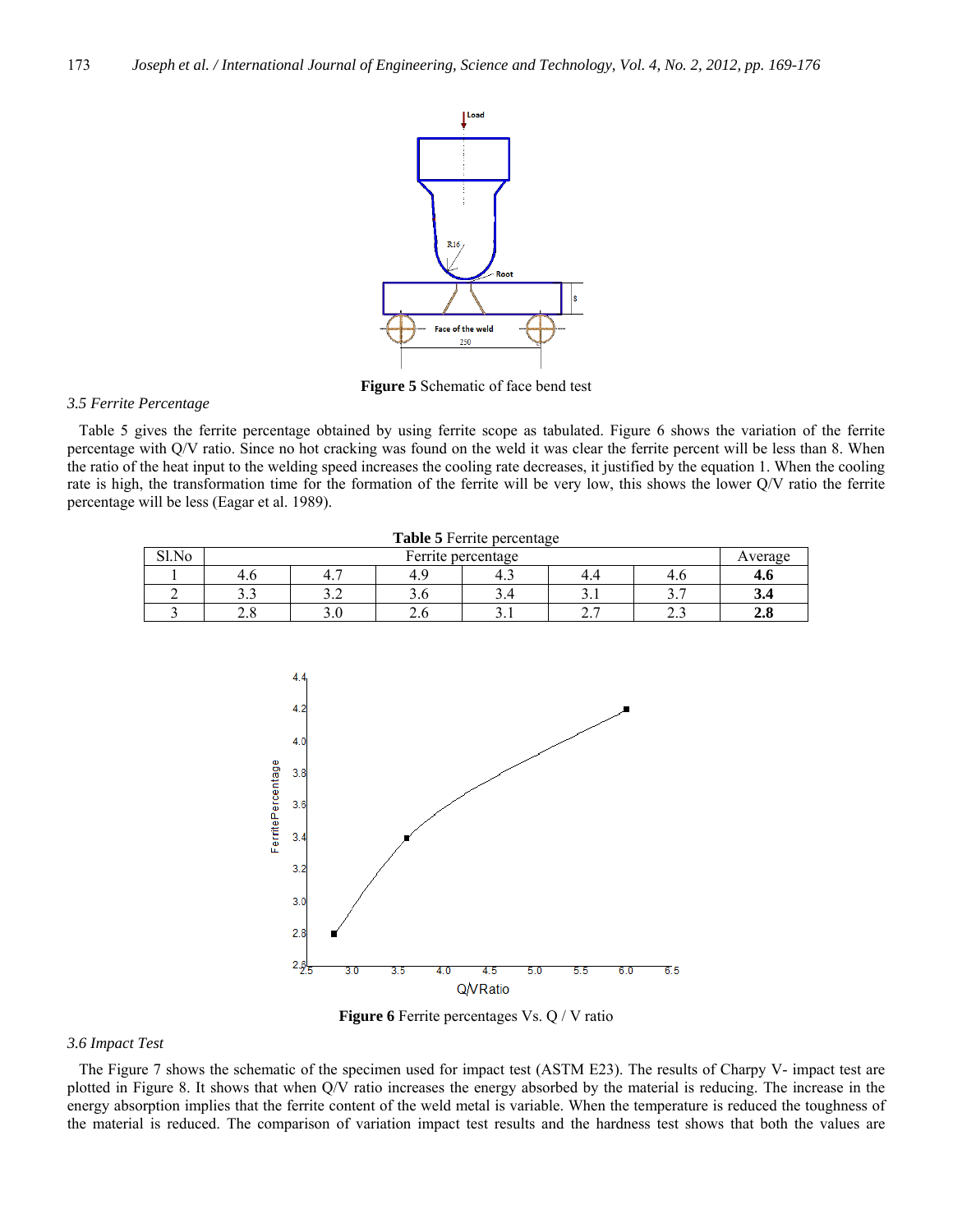**Figure 5** Schematic of face bend test

### *3.5 Ferrite Percentage*

Table 5 gives the ferrite percentage obtained by using ferrite scope as tabulated. Figure 6 shows the variation of the ferrite percentage with Q/V ratio. Since no hot cracking was found on the weld it was clear the ferrite percent will be less than 8. When the ratio of the heat input to the welding speed increases the cooling rate decreases, it justified by the equation 1. When the cooling rate is high, the transformation time for the formation of the ferrite will be very low, this shows the lower Q/V ratio the ferrite percentage will be less (Eagar et al. 1989).

**Table 5** Ferrite percentage

| Sl.No | Ferrite percentage | | | | | | Average |
|---|---|---|---|---|---|---|---|
| 1 | 4.6 | 4.7 | 4.9 | 4.3 | 4.4 | 4.6 | **4.6** |
| 2 | 3.3 | 3.2 | 3.6 | 3.4 | 3.1 | 3.7 | **3.4** |
| 3 | 2.8 | 3.0 | 2.6 | 3.1 | 2.7 | 2.3 | **2.8** |

**Figure 6** Ferrite percentages Vs. Q / V ratio

### *3.6 Impact Test*

The Figure 7 shows the schematic of the specimen used for impact test (ASTM E23). The results of Charpy V- impact test are plotted in Figure 8. It shows that when Q/V ratio increases the energy absorbed by the material is reducing. The increase in the energy absorption implies that the ferrite content of the weld metal is variable. When the temperature is reduced the toughness of the material is reduced. The comparison of variation impact test results and the hardness test shows that both the values are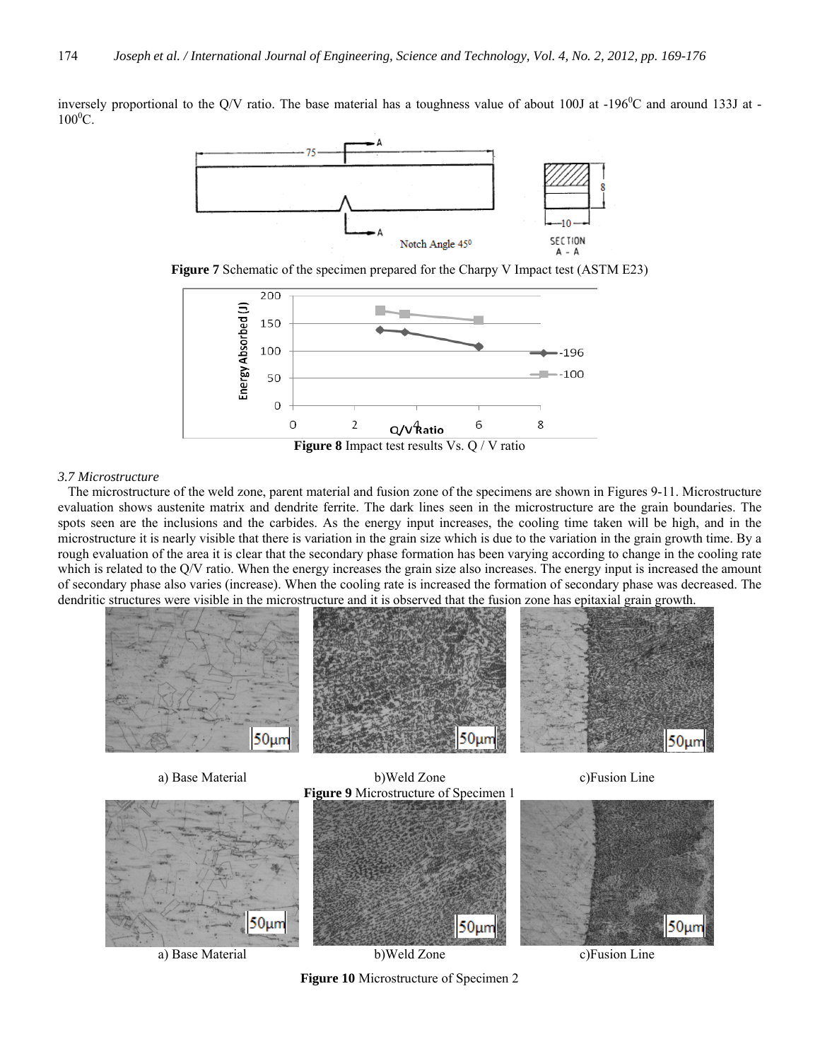inversely proportional to the Q/V ratio. The base material has a toughness value of about 100J at -196$^0$C and around 133J at -100$^0$C.

**Figure 7** Schematic of the specimen prepared for the Charpy V Impact test (ASTM E23)

**Figure 8** Impact test results Vs. Q / V ratio

### *3.7 Microstructure*

The microstructure of the weld zone, parent material and fusion zone of the specimens are shown in Figures 9-11. Microstructure evaluation shows austenite matrix and dendrite ferrite. The dark lines seen in the microstructure are the grain boundaries. The spots seen are the inclusions and the carbides. As the energy input increases, the cooling time taken will be high, and in the microstructure it is nearly visible that there is variation in the grain size which is due to the variation in the grain growth time. By a rough evaluation of the area it is clear that the secondary phase formation has been varying according to change in the cooling rate which is related to the Q/V ratio. When the energy increases the grain size also increases. The energy input is increased the amount of secondary phase also varies (increase). When the cooling rate is increased the formation of secondary phase was decreased. The dendritic structures were visible in the microstructure and it is observed that the fusion zone has epitaxial grain growth.

a) Base Material b)Weld Zone c)Fusion Line

**Figure 9** Microstructure of Specimen 1

a) Base Material b)Weld Zone c)Fusion Line

**Figure 10** Microstructure of Specimen 2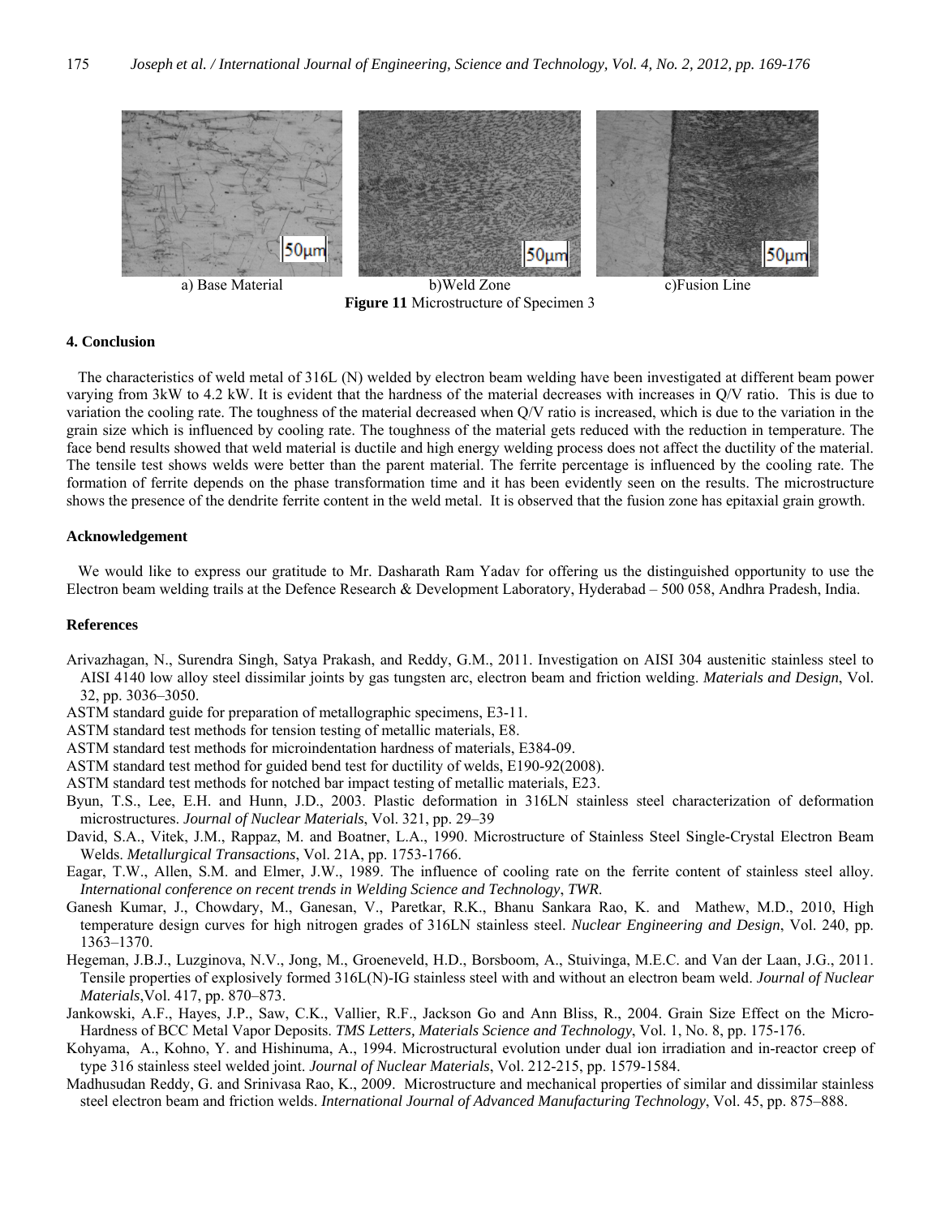a) Base Material b)Weld Zone c)Fusion Line

**Figure 11** Microstructure of Specimen 3

## 4. Conclusion

The characteristics of weld metal of 316L (N) welded by electron beam welding have been investigated at different beam power varying from 3kW to 4.2 kW. It is evident that the hardness of the material decreases with increases in Q/V ratio. This is due to variation the cooling rate. The toughness of the material decreased when Q/V ratio is increased, which is due to the variation in the grain size which is influenced by cooling rate. The toughness of the material gets reduced with the reduction in temperature. The face bend results showed that weld material is ductile and high energy welding process does not affect the ductility of the material. The tensile test shows welds were better than the parent material. The ferrite percentage is influenced by the cooling rate. The formation of ferrite depends on the phase transformation time and it has been evidently seen on the results. The microstructure shows the presence of the dendrite ferrite content in the weld metal. It is observed that the fusion zone has epitaxial grain growth.

## Acknowledgement

We would like to express our gratitude to Mr. Dasharath Ram Yadav for offering us the distinguished opportunity to use the Electron beam welding trails at the Defence Research & Development Laboratory, Hyderabad – 500 058, Andhra Pradesh, India.

## References

Arivazhagan, N., Surendra Singh, Satya Prakash, and Reddy, G.M., 2011. Investigation on AISI 304 austenitic stainless steel to AISI 4140 low alloy steel dissimilar joints by gas tungsten arc, electron beam and friction welding. *Materials and Design*, Vol. 32, pp. 3036–3050.

ASTM standard guide for preparation of metallographic specimens, E3-11.

ASTM standard test methods for tension testing of metallic materials, E8.

ASTM standard test methods for microindentation hardness of materials, E384-09.

ASTM standard test method for guided bend test for ductility of welds, E190-92(2008).

ASTM standard test methods for notched bar impact testing of metallic materials, E23.

Byun, T.S., Lee, E.H. and Hunn, J.D., 2003. Plastic deformation in 316LN stainless steel characterization of deformation microstructures. *Journal of Nuclear Materials*, Vol. 321, pp. 29–39

David, S.A., Vitek, J.M., Rappaz, M. and Boatner, L.A., 1990. Microstructure of Stainless Steel Single-Crystal Electron Beam Welds. *Metallurgical Transactions*, Vol. 21A, pp. 1753-1766.

Eagar, T.W., Allen, S.M. and Elmer, J.W., 1989. The influence of cooling rate on the ferrite content of stainless steel alloy. *International conference on recent trends in Welding Science and Technology*, *TWR*.

Ganesh Kumar, J., Chowdary, M., Ganesan, V., Paretkar, R.K., Bhanu Sankara Rao, K. and Mathew, M.D., 2010, High temperature design curves for high nitrogen grades of 316LN stainless steel. *Nuclear Engineering and Design*, Vol. 240, pp. 1363–1370.

Hegeman, J.B.J., Luzginova, N.V., Jong, M., Groeneveld, H.D., Borsboom, A., Stuivinga, M.E.C. and Van der Laan, J.G., 2011. Tensile properties of explosively formed 316L(N)-IG stainless steel with and without an electron beam weld. *Journal of Nuclear Materials*,Vol. 417, pp. 870–873.

Jankowski, A.F., Hayes, J.P., Saw, C.K., Vallier, R.F., Jackson Go and Ann Bliss, R., 2004. Grain Size Effect on the Micro-Hardness of BCC Metal Vapor Deposits. *TMS Letters, Materials Science and Technology*, Vol. 1, No. 8, pp. 175-176.

Kohyama, A., Kohno, Y. and Hishinuma, A., 1994. Microstructural evolution under dual ion irradiation and in-reactor creep of type 316 stainless steel welded joint. *Journal of Nuclear Materials*, Vol. 212-215, pp. 1579-1584.

Madhusudan Reddy, G. and Srinivasa Rao, K., 2009. Microstructure and mechanical properties of similar and dissimilar stainless steel electron beam and friction welds. *International Journal of Advanced Manufacturing Technology*, Vol. 45, pp. 875–888.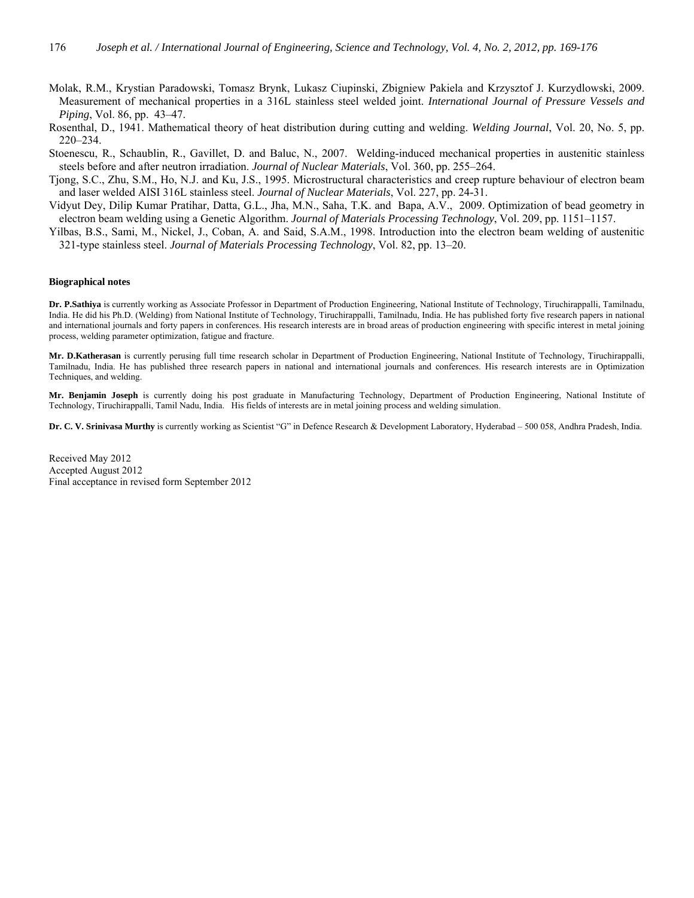Molak, R.M., Krystian Paradowski, Tomasz Brynk, Lukasz Ciupinski, Zbigniew Pakiela and Krzysztof J. Kurzydlowski, 2009. Measurement of mechanical properties in a 316L stainless steel welded joint. *International Journal of Pressure Vessels and Piping*, Vol. 86, pp. 43–47.

Rosenthal, D., 1941. Mathematical theory of heat distribution during cutting and welding. *Welding Journal*, Vol. 20, No. 5, pp. 220–234.

Stoenescu, R., Schaublin, R., Gavillet, D. and Baluc, N., 2007. Welding-induced mechanical properties in austenitic stainless steels before and after neutron irradiation. *Journal of Nuclear Materials*, Vol. 360, pp. 255–264.

Tjong, S.C., Zhu, S.M., Ho, N.J. and Ku, J.S., 1995. Microstructural characteristics and creep rupture behaviour of electron beam and laser welded AISI 316L stainless steel. *Journal of Nuclear Materials*, Vol. 227, pp. 24-31.

Vidyut Dey, Dilip Kumar Pratihar, Datta, G.L., Jha, M.N., Saha, T.K. and Bapa, A.V., 2009. Optimization of bead geometry in electron beam welding using a Genetic Algorithm. *Journal of Materials Processing Technology*, Vol. 209, pp. 1151–1157.

Yilbas, B.S., Sami, M., Nickel, J., Coban, A. and Said, S.A.M., 1998. Introduction into the electron beam welding of austenitic 321-type stainless steel. *Journal of Materials Processing Technology*, Vol. 82, pp. 13–20.

### Biographical notes

**Dr. P.Sathiya** is currently working as Associate Professor in Department of Production Engineering, National Institute of Technology, Tiruchirappalli, Tamilnadu, India. He did his Ph.D. (Welding) from National Institute of Technology, Tiruchirappalli, Tamilnadu, India. He has published forty five research papers in national and international journals and forty papers in conferences. His research interests are in broad areas of production engineering with specific interest in metal joining process, welding parameter optimization, fatigue and fracture.

**Mr. D.Katherasan** is currently perusing full time research scholar in Department of Production Engineering, National Institute of Technology, Tiruchirappalli, Tamilnadu, India. He has published three research papers in national and international journals and conferences. His research interests are in Optimization Techniques, and welding.

**Mr. Benjamin Joseph** is currently doing his post graduate in Manufacturing Technology, Department of Production Engineering, National Institute of Technology, Tiruchirappalli, Tamil Nadu, India. His fields of interests are in metal joining process and welding simulation.

**Dr. C. V. Srinivasa Murthy** is currently working as Scientist "G" in Defence Research & Development Laboratory, Hyderabad – 500 058, Andhra Pradesh, India.

Received May 2012
Accepted August 2012
Final acceptance in revised form September 2012